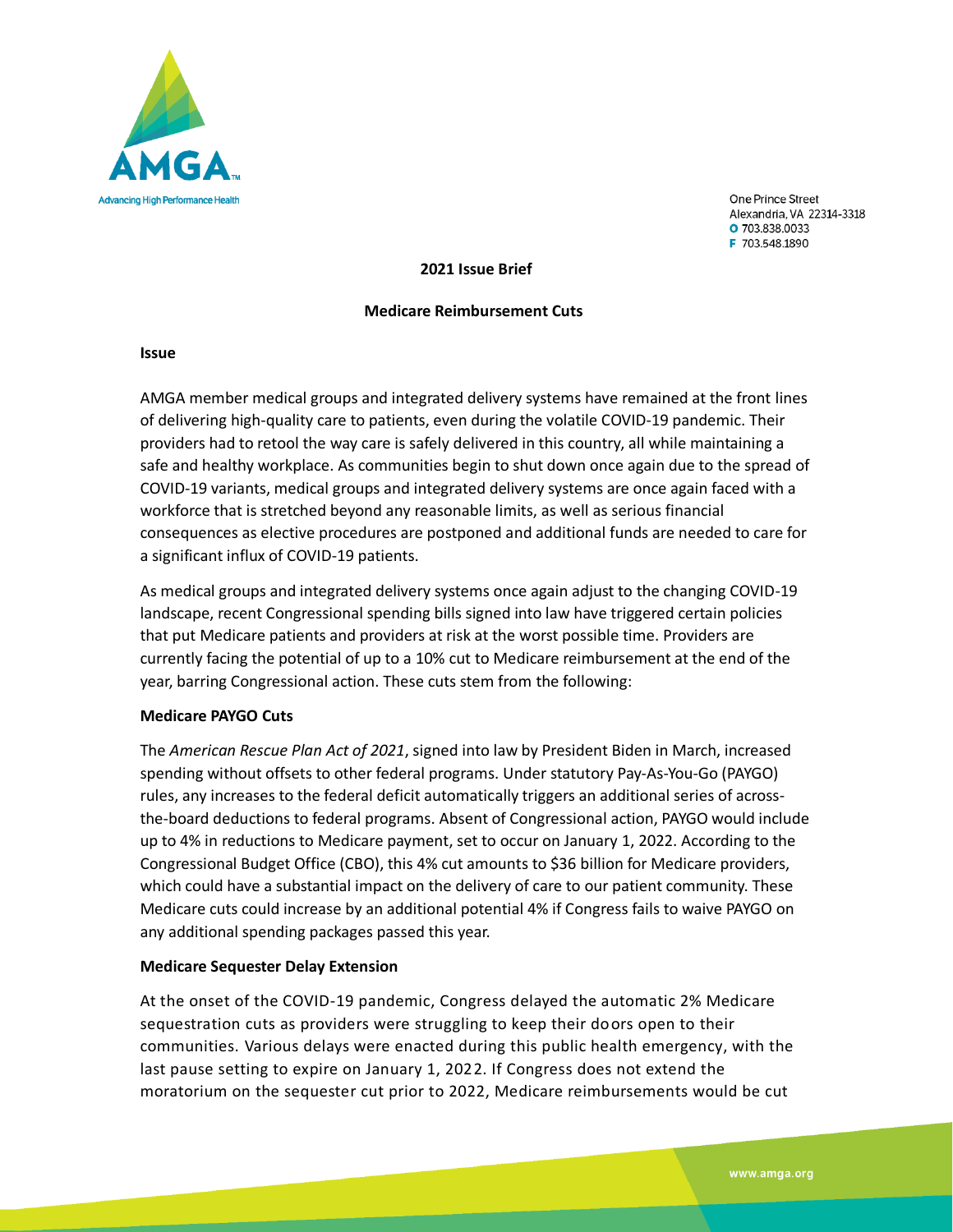AMGA

Advancing High Performance Health

One Prince Street
Alexandria, VA 22314-3318
O 703.838.0033
F 703.548.1890

**2021 Issue Brief**

**Medicare Reimbursement Cuts**

**Issue**

AMGA member medical groups and integrated delivery systems have remained at the front lines of delivering high-quality care to patients, even during the volatile COVID-19 pandemic. Their providers had to retool the way care is safely delivered in this country, all while maintaining a safe and healthy workplace. As communities begin to shut down once again due to the spread of COVID-19 variants, medical groups and integrated delivery systems are once again faced with a workforce that is stretched beyond any reasonable limits, as well as serious financial consequences as elective procedures are postponed and additional funds are needed to care for a significant influx of COVID-19 patients.

As medical groups and integrated delivery systems once again adjust to the changing COVID-19 landscape, recent Congressional spending bills signed into law have triggered certain policies that put Medicare patients and providers at risk at the worst possible time. Providers are currently facing the potential of up to a 10% cut to Medicare reimbursement at the end of the year, barring Congressional action. These cuts stem from the following:

**Medicare PAYGO Cuts**

The *American Rescue Plan Act of 2021*, signed into law by President Biden in March, increased spending without offsets to other federal programs. Under statutory Pay-As-You-Go (PAYGO) rules, any increases to the federal deficit automatically triggers an additional series of across-the-board deductions to federal programs. Absent of Congressional action, PAYGO would include up to 4% in reductions to Medicare payment, set to occur on January 1, 2022. According to the Congressional Budget Office (CBO), this 4% cut amounts to $36 billion for Medicare providers, which could have a substantial impact on the delivery of care to our patient community. These Medicare cuts could increase by an additional potential 4% if Congress fails to waive PAYGO on any additional spending packages passed this year.

**Medicare Sequester Delay Extension**

At the onset of the COVID-19 pandemic, Congress delayed the automatic 2% Medicare sequestration cuts as providers were struggling to keep their doors open to their communities. Various delays were enacted during this public health emergency, with the last pause setting to expire on January 1, 2022. If Congress does not extend the moratorium on the sequester cut prior to 2022, Medicare reimbursements would be cut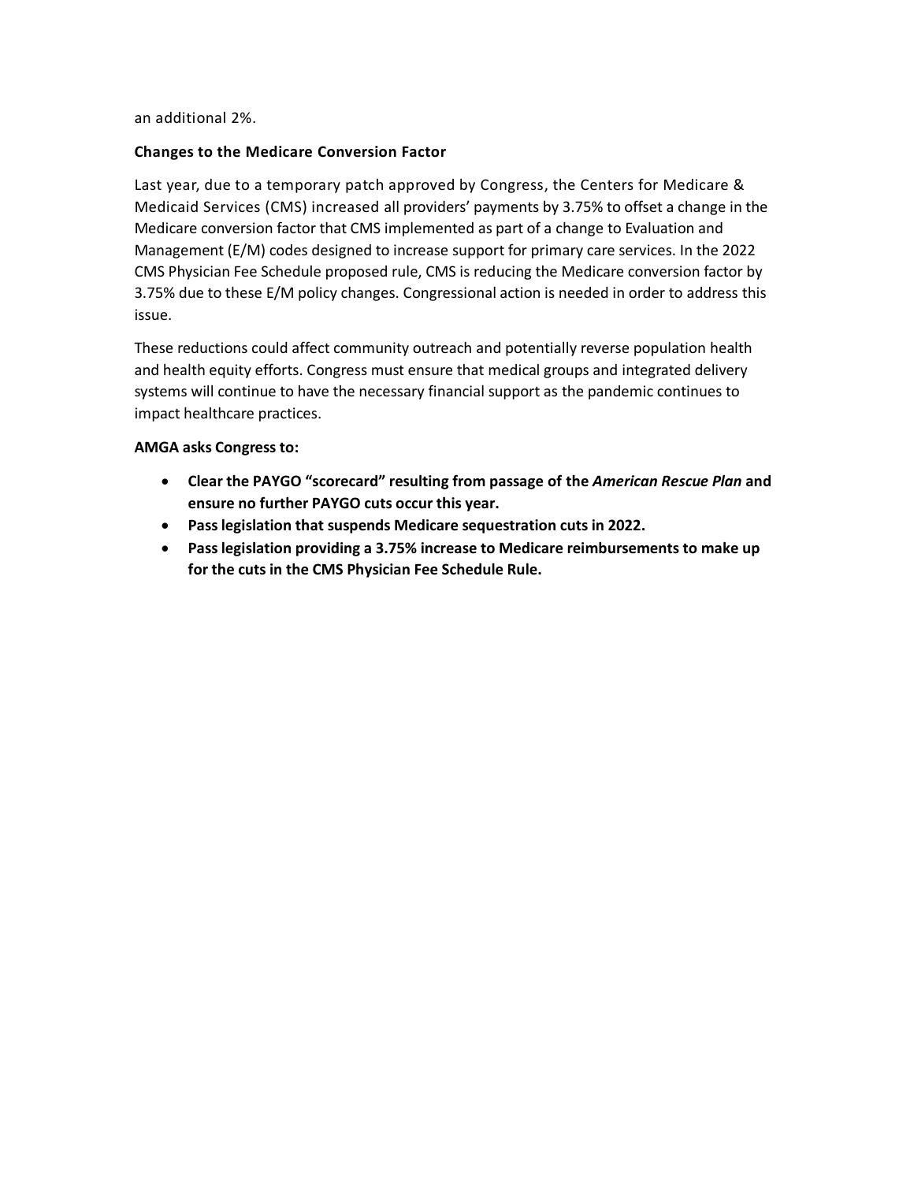an additional 2%.

### Changes to the Medicare Conversion Factor

Last year, due to a temporary patch approved by Congress, the Centers for Medicare & Medicaid Services (CMS) increased all providers' payments by 3.75% to offset a change in the Medicare conversion factor that CMS implemented as part of a change to Evaluation and Management (E/M) codes designed to increase support for primary care services. In the 2022 CMS Physician Fee Schedule proposed rule, CMS is reducing the Medicare conversion factor by 3.75% due to these E/M policy changes. Congressional action is needed in order to address this issue.

These reductions could affect community outreach and potentially reverse population health and health equity efforts. Congress must ensure that medical groups and integrated delivery systems will continue to have the necessary financial support as the pandemic continues to impact healthcare practices.

**AMGA asks Congress to:**

- **Clear the PAYGO "scorecard" resulting from passage of the *American Rescue Plan* and ensure no further PAYGO cuts occur this year.**
- **Pass legislation that suspends Medicare sequestration cuts in 2022.**
- **Pass legislation providing a 3.75% increase to Medicare reimbursements to make up for the cuts in the CMS Physician Fee Schedule Rule.**